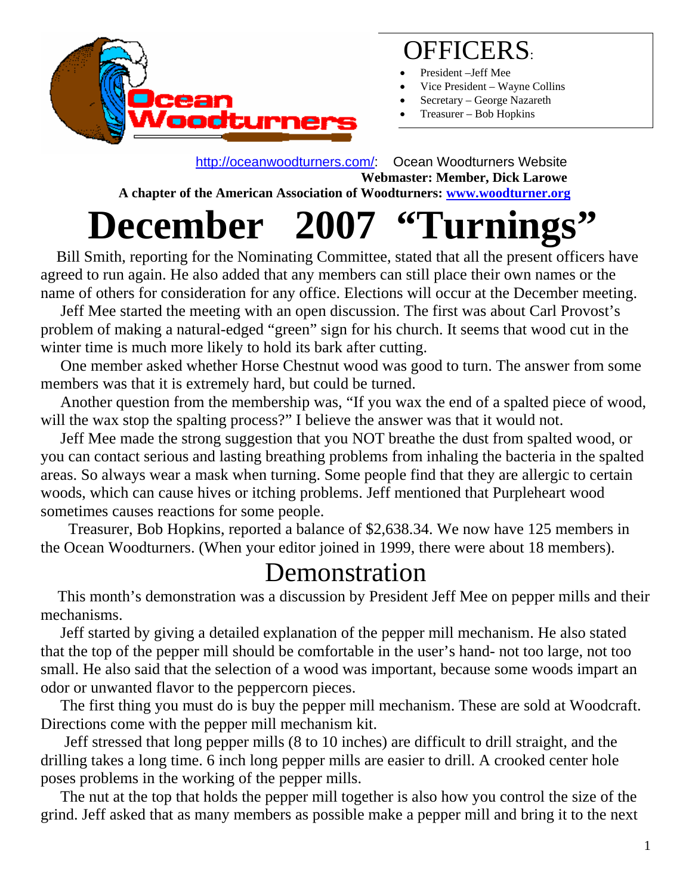Ocean Woodturners

## OFFICERS:

- President –Jeff Mee
- Vice President – Wayne Collins
- Secretary – George Nazareth
- Treasurer – Bob Hopkins

http://oceanwoodturners.com/: Ocean Woodturners Website

**Webmaster: Member, Dick Larowe**

**A chapter of the American Association of Woodturners: www.woodturner.org**

# December 2007 "Turnings"

Bill Smith, reporting for the Nominating Committee, stated that all the present officers have agreed to run again. He also added that any members can still place their own names or the name of others for consideration for any office. Elections will occur at the December meeting.

Jeff Mee started the meeting with an open discussion. The first was about Carl Provost's problem of making a natural-edged "green" sign for his church. It seems that wood cut in the winter time is much more likely to hold its bark after cutting.

One member asked whether Horse Chestnut wood was good to turn. The answer from some members was that it is extremely hard, but could be turned.

Another question from the membership was, "If you wax the end of a spalted piece of wood, will the wax stop the spalting process?" I believe the answer was that it would not.

Jeff Mee made the strong suggestion that you NOT breathe the dust from spalted wood, or you can contact serious and lasting breathing problems from inhaling the bacteria in the spalted areas. So always wear a mask when turning. Some people find that they are allergic to certain woods, which can cause hives or itching problems. Jeff mentioned that Purpleheart wood sometimes causes reactions for some people.

Treasurer, Bob Hopkins, reported a balance of $2,638.34. We now have 125 members in the Ocean Woodturners. (When your editor joined in 1999, there were about 18 members).

## Demonstration

This month's demonstration was a discussion by President Jeff Mee on pepper mills and their mechanisms.

Jeff started by giving a detailed explanation of the pepper mill mechanism. He also stated that the top of the pepper mill should be comfortable in the user's hand- not too large, not too small. He also said that the selection of a wood was important, because some woods impart an odor or unwanted flavor to the peppercorn pieces.

The first thing you must do is buy the pepper mill mechanism. These are sold at Woodcraft. Directions come with the pepper mill mechanism kit.

Jeff stressed that long pepper mills (8 to 10 inches) are difficult to drill straight, and the drilling takes a long time. 6 inch long pepper mills are easier to drill. A crooked center hole poses problems in the working of the pepper mills.

The nut at the top that holds the pepper mill together is also how you control the size of the grind. Jeff asked that as many members as possible make a pepper mill and bring it to the next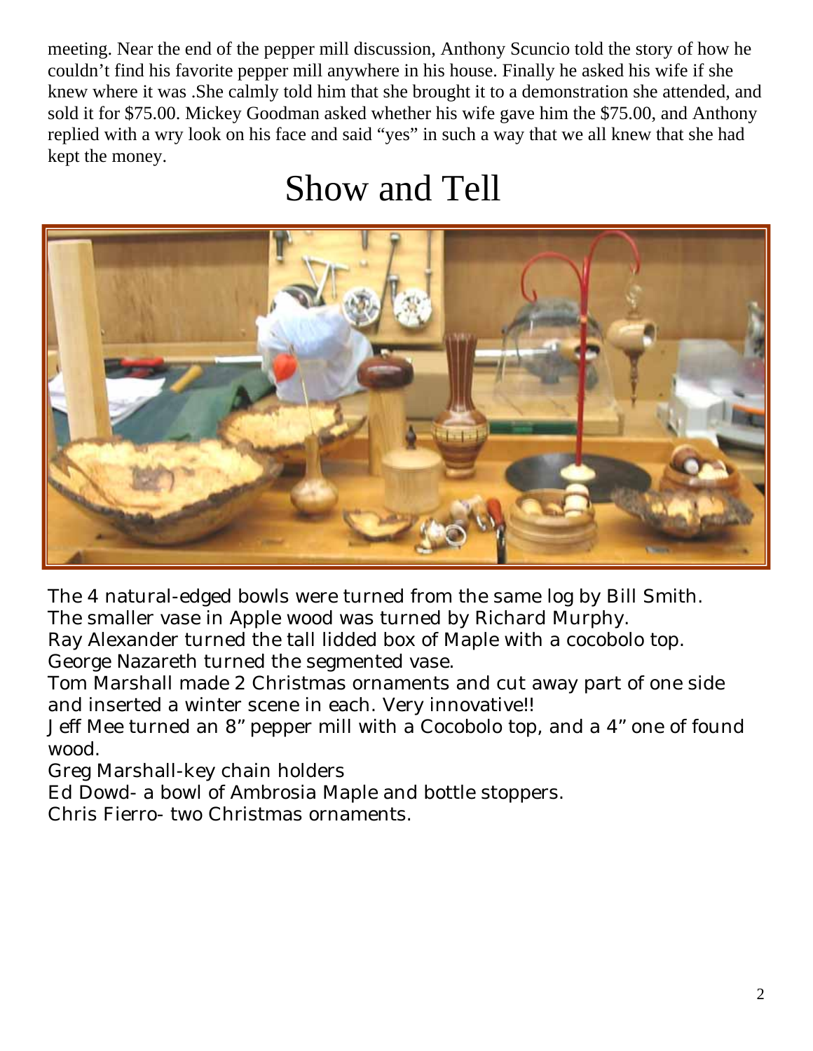meeting. Near the end of the pepper mill discussion, Anthony Scuncio told the story of how he couldn't find his favorite pepper mill anywhere in his house. Finally he asked his wife if she knew where it was .She calmly told him that she brought it to a demonstration she attended, and sold it for $75.00. Mickey Goodman asked whether his wife gave him the $75.00, and Anthony replied with a wry look on his face and said "yes" in such a way that we all knew that she had kept the money.

# Show and Tell

The 4 natural-edged bowls were turned from the same log by Bill Smith.
The smaller vase in Apple wood was turned by Richard Murphy.
Ray Alexander turned the tall lidded box of Maple with a cocobolo top.
George Nazareth turned the segmented vase.
Tom Marshall made 2 Christmas ornaments and cut away part of one side and inserted a winter scene in each. Very innovative!!
Jeff Mee turned an 8" pepper mill with a Cocobolo top, and a 4" one of found wood.
Greg Marshall-key chain holders
Ed Dowd- a bowl of Ambrosia Maple and bottle stoppers.
Chris Fierro- two Christmas ornaments.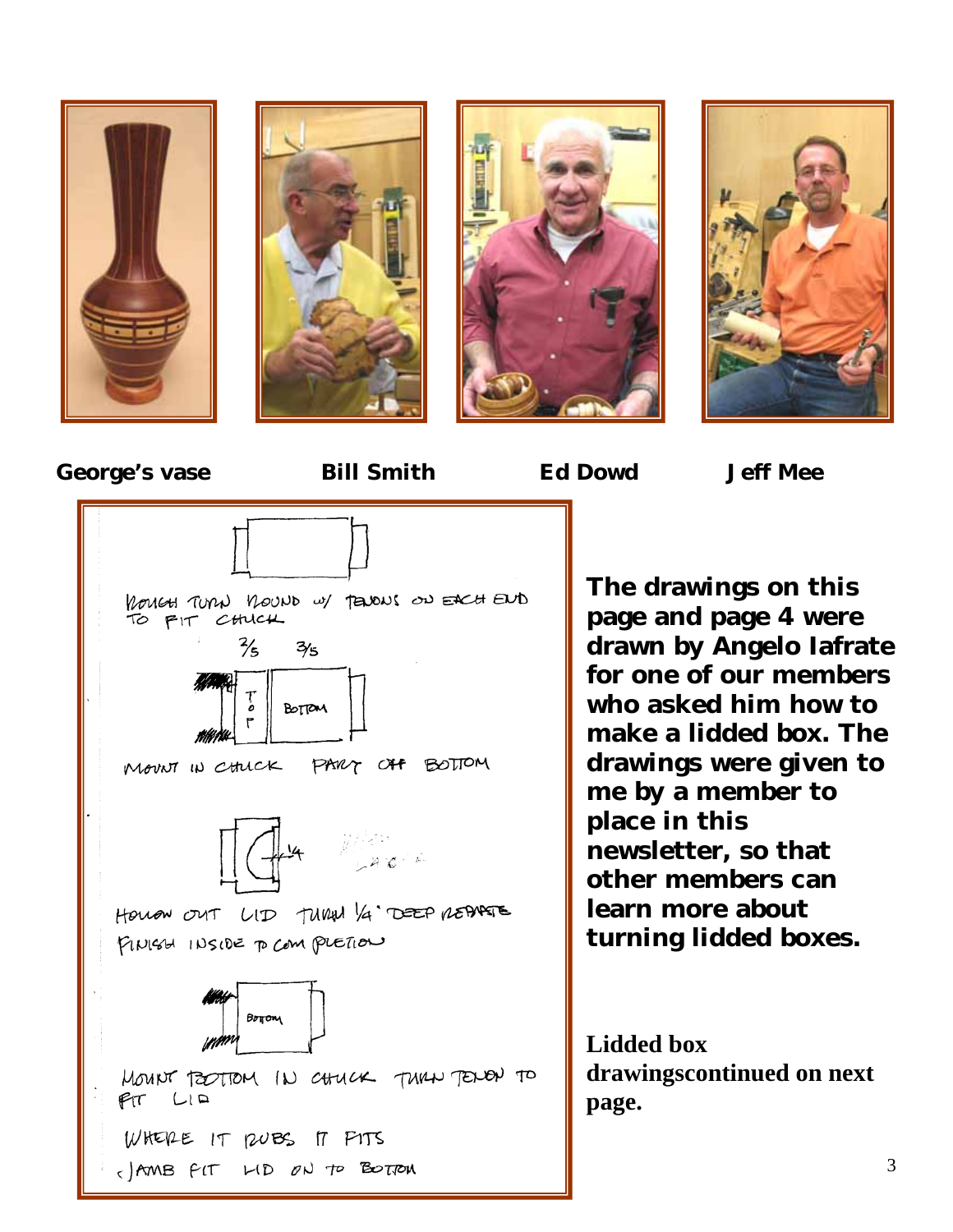**George's vase** **Bill Smith** **Ed Dowd** **Jeff Mee**

ROUGH TURN ROUND W/ TENONS ON EACH END TO FIT CHUCK

2/5 3/5

TOP BOTTOM

MOUNT IN CHUCK PART OFF BOTTOM

1/4

HOLLOW OUT LID TURN 1/4" DEEP REBATE FINISH INSIDE TO COMPLETION

BOTTOM

MOUNT BOTTOM IN CHUCK TURN TENON TO FIT LID

WHERE IT RUBS IT FITS

JAMB FIT LID ON TO BOTTOM

**The drawings on this page and page 4 were drawn by Angelo Iafrate for one of our members who asked him how to make a lidded box. The drawings were given to me by a member to place in this newsletter, so that other members can learn more about turning lidded boxes.**

**Lidded box drawingscontinued on next page.**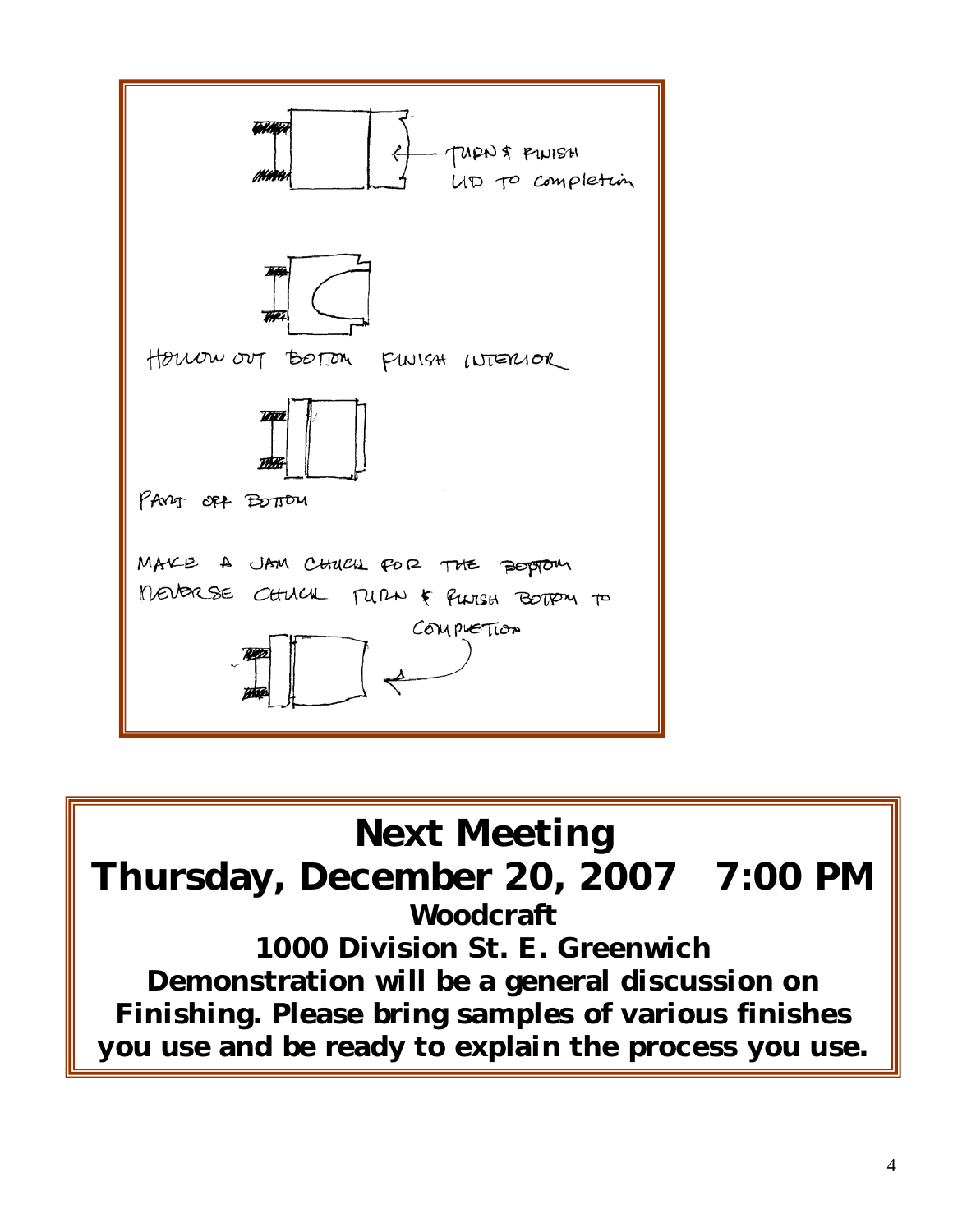TURN & FINISH
UP TO completion

HOLLOW OUT BOTTOM FINISH INTERIOR

PART OFF BOTTOM

MAKE A JAM CHUCK FOR THE BOTTOM
REVERSE CHUCK TURN & FINISH BOTTOM TO
COMPLETION

# Next Meeting

# Thursday, December 20, 2007 7:00 PM

**Woodcraft**

**1000 Division St. E. Greenwich**

**Demonstration will be a general discussion on Finishing. Please bring samples of various finishes you use and be ready to explain the process you use.**